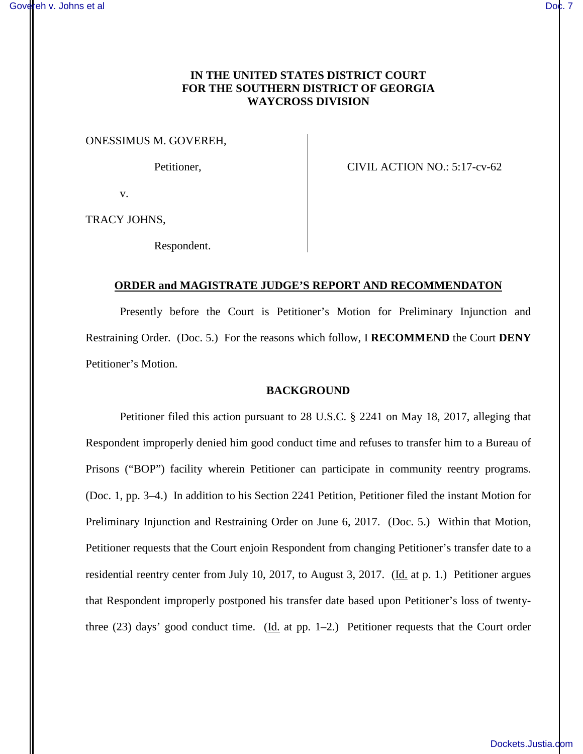**IN THE UNITED STATES DISTRICT COURT**
**FOR THE SOUTHERN DISTRICT OF GEORGIA**
**WAYCROSS DIVISION**

ONESSIMUS M. GOVEREH,

Petitioner,

v.

TRACY JOHNS,

Respondent.

CIVIL ACTION NO.: 5:17-cv-62

## ORDER and MAGISTRATE JUDGE'S REPORT AND RECOMMENDATON

Presently before the Court is Petitioner's Motion for Preliminary Injunction and Restraining Order. (Doc. 5.) For the reasons which follow, I **RECOMMEND** the Court **DENY** Petitioner's Motion.

### BACKGROUND

Petitioner filed this action pursuant to 28 U.S.C. § 2241 on May 18, 2017, alleging that Respondent improperly denied him good conduct time and refuses to transfer him to a Bureau of Prisons ("BOP") facility wherein Petitioner can participate in community reentry programs. (Doc. 1, pp. 3–4.) In addition to his Section 2241 Petition, Petitioner filed the instant Motion for Preliminary Injunction and Restraining Order on June 6, 2017. (Doc. 5.) Within that Motion, Petitioner requests that the Court enjoin Respondent from changing Petitioner's transfer date to a residential reentry center from July 10, 2017, to August 3, 2017. (Id. at p. 1.) Petitioner argues that Respondent improperly postponed his transfer date based upon Petitioner's loss of twenty-three (23) days' good conduct time. (Id. at pp. 1–2.) Petitioner requests that the Court order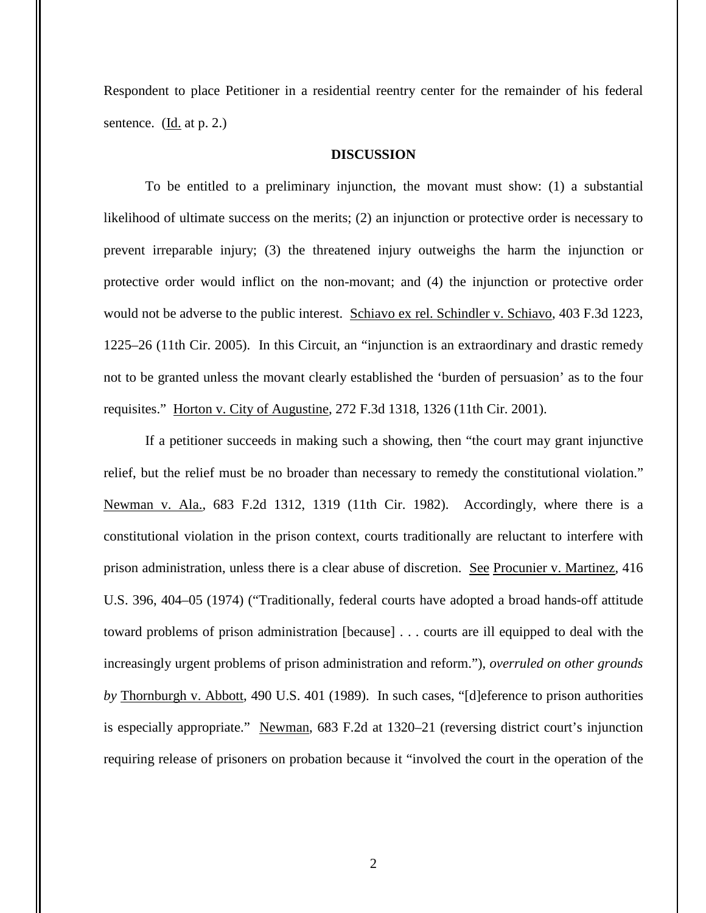Respondent to place Petitioner in a residential reentry center for the remainder of his federal sentence. (Id. at p. 2.)

**DISCUSSION**

To be entitled to a preliminary injunction, the movant must show: (1) a substantial likelihood of ultimate success on the merits; (2) an injunction or protective order is necessary to prevent irreparable injury; (3) the threatened injury outweighs the harm the injunction or protective order would inflict on the non-movant; and (4) the injunction or protective order would not be adverse to the public interest. Schiavo ex rel. Schindler v. Schiavo, 403 F.3d 1223, 1225–26 (11th Cir. 2005). In this Circuit, an "injunction is an extraordinary and drastic remedy not to be granted unless the movant clearly established the 'burden of persuasion' as to the four requisites." Horton v. City of Augustine, 272 F.3d 1318, 1326 (11th Cir. 2001).

If a petitioner succeeds in making such a showing, then "the court may grant injunctive relief, but the relief must be no broader than necessary to remedy the constitutional violation." Newman v. Ala., 683 F.2d 1312, 1319 (11th Cir. 1982). Accordingly, where there is a constitutional violation in the prison context, courts traditionally are reluctant to interfere with prison administration, unless there is a clear abuse of discretion. See Procunier v. Martinez, 416 U.S. 396, 404–05 (1974) ("Traditionally, federal courts have adopted a broad hands-off attitude toward problems of prison administration [because] . . . courts are ill equipped to deal with the increasingly urgent problems of prison administration and reform."), *overruled on other grounds by* Thornburgh v. Abbott, 490 U.S. 401 (1989). In such cases, "[d]eference to prison authorities is especially appropriate." Newman, 683 F.2d at 1320–21 (reversing district court's injunction requiring release of prisoners on probation because it "involved the court in the operation of the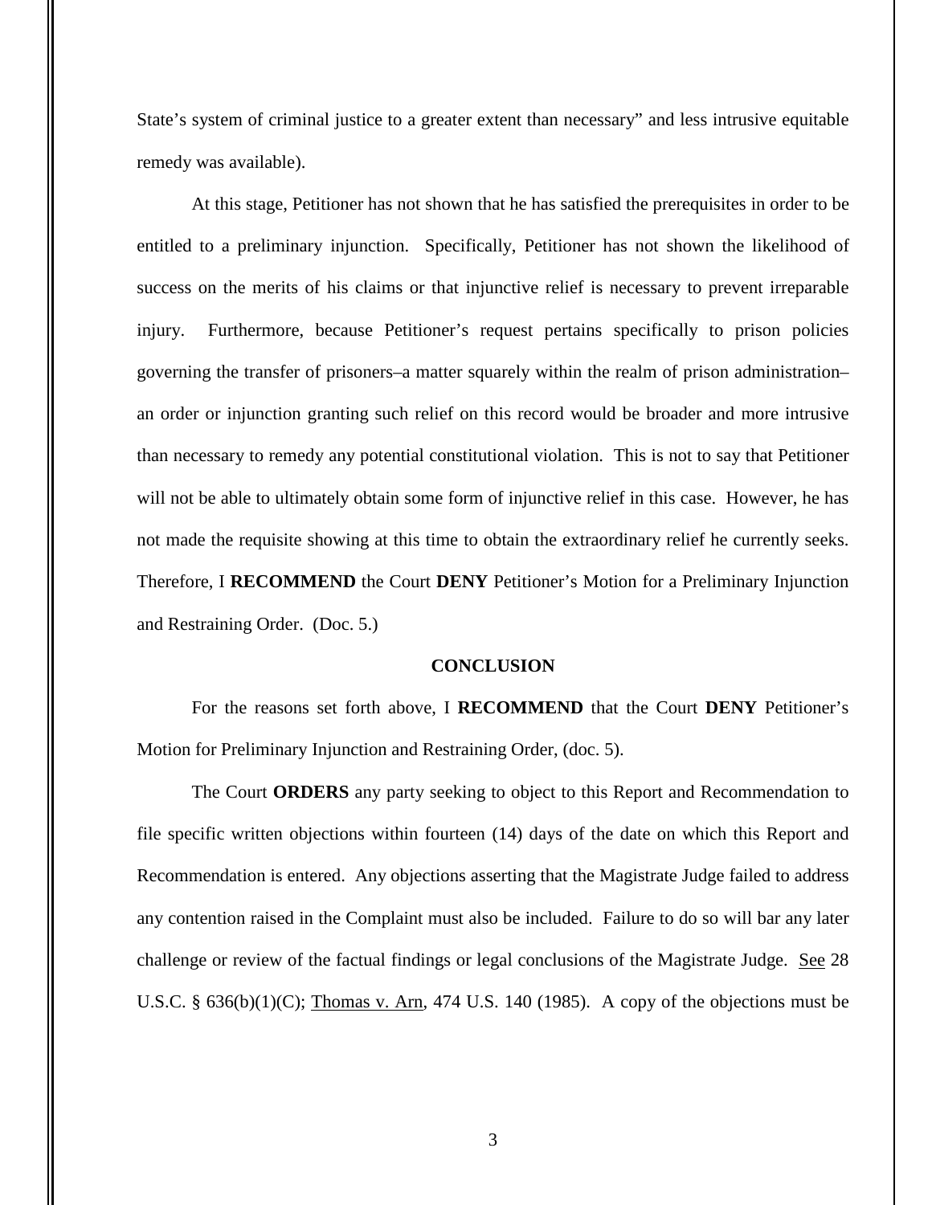State's system of criminal justice to a greater extent than necessary" and less intrusive equitable remedy was available).

At this stage, Petitioner has not shown that he has satisfied the prerequisites in order to be entitled to a preliminary injunction. Specifically, Petitioner has not shown the likelihood of success on the merits of his claims or that injunctive relief is necessary to prevent irreparable injury. Furthermore, because Petitioner's request pertains specifically to prison policies governing the transfer of prisoners–a matter squarely within the realm of prison administration–an order or injunction granting such relief on this record would be broader and more intrusive than necessary to remedy any potential constitutional violation. This is not to say that Petitioner will not be able to ultimately obtain some form of injunctive relief in this case. However, he has not made the requisite showing at this time to obtain the extraordinary relief he currently seeks. Therefore, I **RECOMMEND** the Court **DENY** Petitioner's Motion for a Preliminary Injunction and Restraining Order. (Doc. 5.)

## CONCLUSION

For the reasons set forth above, I **RECOMMEND** that the Court **DENY** Petitioner's Motion for Preliminary Injunction and Restraining Order, (doc. 5).

The Court **ORDERS** any party seeking to object to this Report and Recommendation to file specific written objections within fourteen (14) days of the date on which this Report and Recommendation is entered. Any objections asserting that the Magistrate Judge failed to address any contention raised in the Complaint must also be included. Failure to do so will bar any later challenge or review of the factual findings or legal conclusions of the Magistrate Judge. See 28 U.S.C. § 636(b)(1)(C); Thomas v. Arn, 474 U.S. 140 (1985). A copy of the objections must be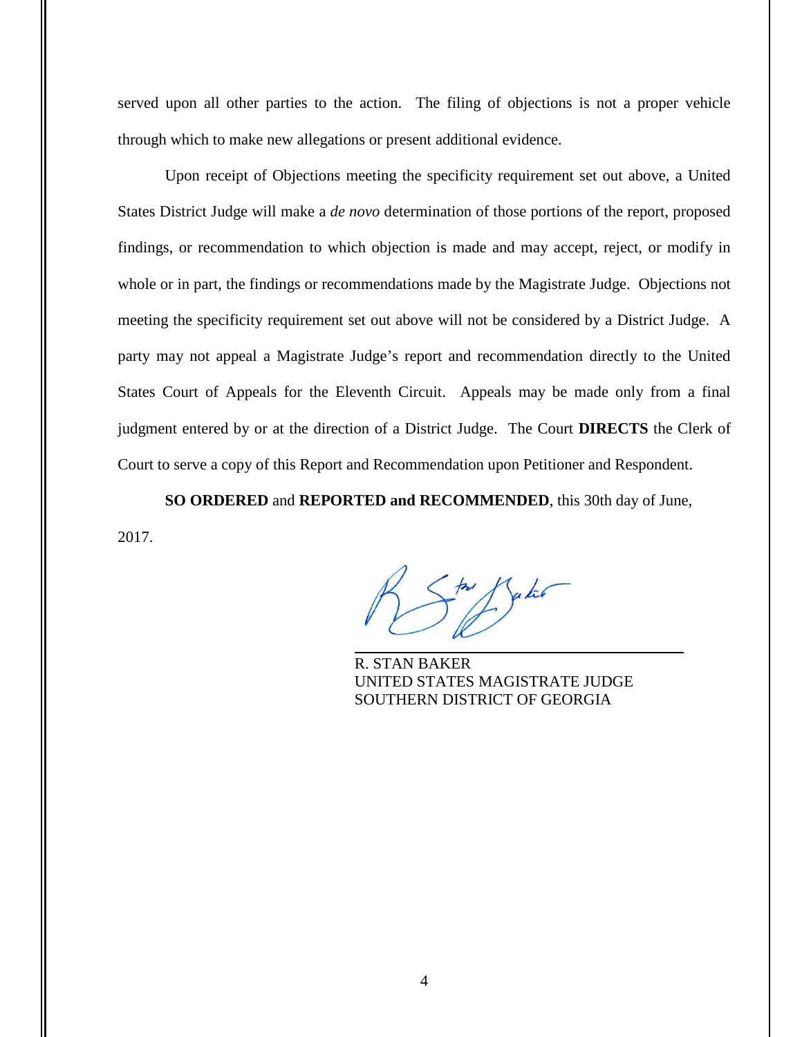served upon all other parties to the action. The filing of objections is not a proper vehicle through which to make new allegations or present additional evidence.

Upon receipt of Objections meeting the specificity requirement set out above, a United States District Judge will make a *de novo* determination of those portions of the report, proposed findings, or recommendation to which objection is made and may accept, reject, or modify in whole or in part, the findings or recommendations made by the Magistrate Judge. Objections not meeting the specificity requirement set out above will not be considered by a District Judge. A party may not appeal a Magistrate Judge's report and recommendation directly to the United States Court of Appeals for the Eleventh Circuit. Appeals may be made only from a final judgment entered by or at the direction of a District Judge. The Court **DIRECTS** the Clerk of Court to serve a copy of this Report and Recommendation upon Petitioner and Respondent.

**SO ORDERED** and **REPORTED and RECOMMENDED**, this 30th day of June, 2017.

R. STAN BAKER
UNITED STATES MAGISTRATE JUDGE
SOUTHERN DISTRICT OF GEORGIA